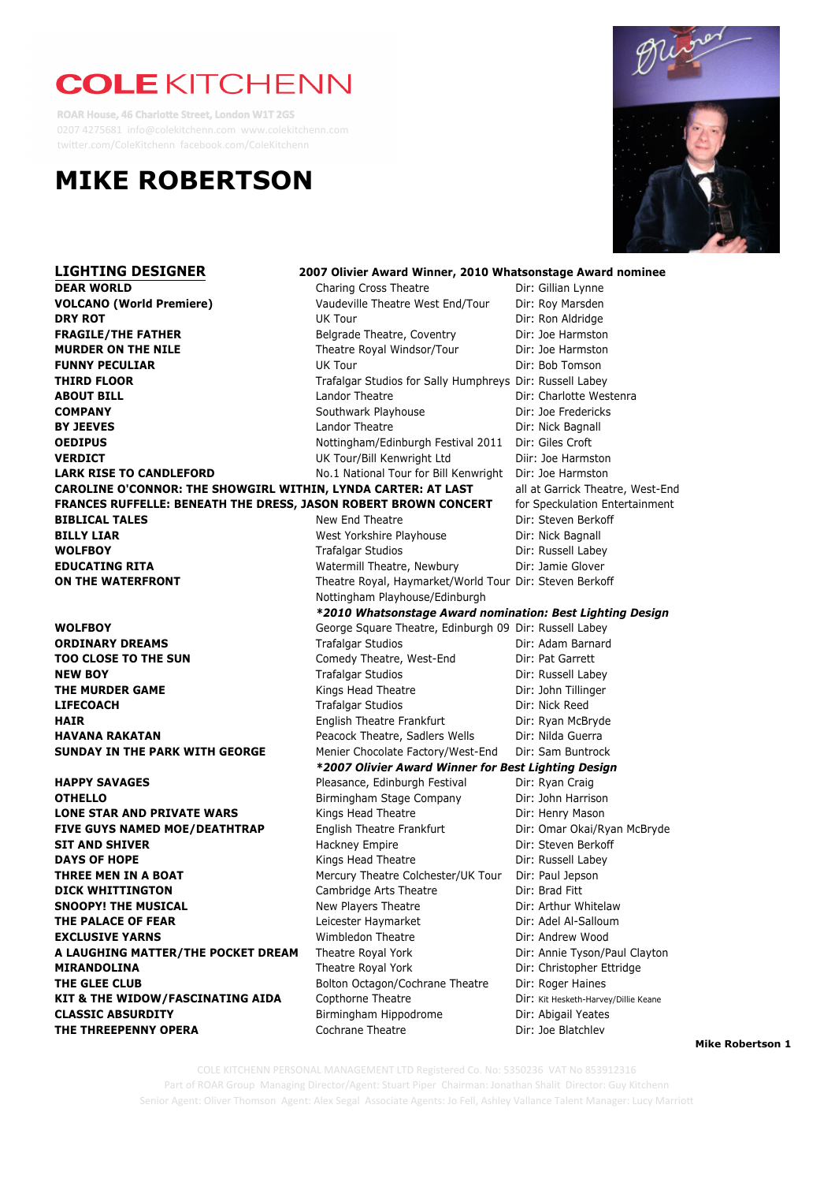# COLE KITCHENN

ROAR House, 46 Charlotte Street, London W1T 2GS
0207 4275681 info@colekitchenn.com www.colekitchenn.com
twitter.com/ColeKitchenn facebook.com/ColeKitchenn

# MIKE ROBERTSON

## LIGHTING DESIGNER

**2007 Olivier Award Winner, 2010 Whatsonstage Award nominee**

| | | |
|---|---|---|
| **DEAR WORLD** | Charing Cross Theatre | Dir: Gillian Lynne |
| **VOLCANO (World Premiere)** | Vaudeville Theatre West End/Tour | Dir: Roy Marsden |
| **DRY ROT** | UK Tour | Dir: Ron Aldridge |
| **FRAGILE/THE FATHER** | Belgrade Theatre, Coventry | Dir: Joe Harmston |
| **MURDER ON THE NILE** | Theatre Royal Windsor/Tour | Dir: Joe Harmston |
| **FUNNY PECULIAR** | UK Tour | Dir: Bob Tomson |
| **THIRD FLOOR** | Trafalgar Studios for Sally Humphreys | Dir: Russell Labey |
| **ABOUT BILL** | Landor Theatre | Dir: Charlotte Westenra |
| **COMPANY** | Southwark Playhouse | Dir: Joe Fredericks |
| **BY JEEVES** | Landor Theatre | Dir: Nick Bagnall |
| **OEDIPUS** | Nottingham/Edinburgh Festival 2011 | Dir: Giles Croft |
| **VERDICT** | UK Tour/Bill Kenwright Ltd | Diir: Joe Harmston |
| **LARK RISE TO CANDLEFORD** | No.1 National Tour for Bill Kenwright | Dir: Joe Harmston |
| **CAROLINE O'CONNOR: THE SHOWGIRL WITHIN, LYNDA CARTER: AT LAST** | | all at Garrick Theatre, West-End |
| **FRANCES RUFFELLE: BENEATH THE DRESS, JASON ROBERT BROWN CONCERT** | | for Speckulation Entertainment |
| **BIBLICAL TALES** | New End Theatre | Dir: Steven Berkoff |
| **BILLY LIAR** | West Yorkshire Playhouse | Dir: Nick Bagnall |
| **WOLFBOY** | Trafalgar Studios | Dir: Russell Labey |
| **EDUCATING RITA** | Watermill Theatre, Newbury | Dir: Jamie Glover |
| **ON THE WATERFRONT** | Theatre Royal, Haymarket/World Tour Nottingham Playhouse/Edinburgh | Dir: Steven Berkoff |
| | ***\*2010 Whatsonstage Award nomination: Best Lighting Design*** | |
| **WOLFBOY** | George Square Theatre, Edinburgh 09 | Dir: Russell Labey |
| **ORDINARY DREAMS** | Trafalgar Studios | Dir: Adam Barnard |
| **TOO CLOSE TO THE SUN** | Comedy Theatre, West-End | Dir: Pat Garrett |
| **NEW BOY** | Trafalgar Studios | Dir: Russell Labey |
| **THE MURDER GAME** | Kings Head Theatre | Dir: John Tillinger |
| **LIFECOACH** | Trafalgar Studios | Dir: Nick Reed |
| **HAIR** | English Theatre Frankfurt | Dir: Ryan McBryde |
| **HAVANA RAKATAN** | Peacock Theatre, Sadlers Wells | Dir: Nilda Guerra |
| **SUNDAY IN THE PARK WITH GEORGE** | Menier Chocolate Factory/West-End | Dir: Sam Buntrock |
| | ***\*2007 Olivier Award Winner for Best Lighting Design*** | |
| **HAPPY SAVAGES** | Pleasance, Edinburgh Festival | Dir: Ryan Craig |
| **OTHELLO** | Birmingham Stage Company | Dir: John Harrison |
| **LONE STAR AND PRIVATE WARS** | Kings Head Theatre | Dir: Henry Mason |
| **FIVE GUYS NAMED MOE/DEATHTRAP** | English Theatre Frankfurt | Dir: Omar Okai/Ryan McBryde |
| **SIT AND SHIVER** | Hackney Empire | Dir: Steven Berkoff |
| **DAYS OF HOPE** | Kings Head Theatre | Dir: Russell Labey |
| **THREE MEN IN A BOAT** | Mercury Theatre Colchester/UK Tour | Dir: Paul Jepson |
| **DICK WHITTINGTON** | Cambridge Arts Theatre | Dir: Brad Fitt |
| **SNOOPY! THE MUSICAL** | New Players Theatre | Dir: Arthur Whitelaw |
| **THE PALACE OF FEAR** | Leicester Haymarket | Dir: Adel Al-Salloum |
| **EXCLUSIVE YARNS** | Wimbledon Theatre | Dir: Andrew Wood |
| **A LAUGHING MATTER/THE POCKET DREAM** | Theatre Royal York | Dir: Annie Tyson/Paul Clayton |
| **MIRANDOLINA** | Theatre Royal York | Dir: Christopher Ettridge |
| **THE GLEE CLUB** | Bolton Octagon/Cochrane Theatre | Dir: Roger Haines |
| **KIT & THE WIDOW/FASCINATING AIDA** | Copthorne Theatre | Dir: Kit Hesketh-Harvey/Dillie Keane |
| **CLASSIC ABSURDITY** | Birmingham Hippodrome | Dir: Abigail Yeates |
| **THE THREEPENNY OPERA** | Cochrane Theatre | Dir: Joe Blatchley |

COLE KITCHENN PERSONAL MANAGEMENT LTD Registered Co. No: 5350236 VAT No 853912316
Part of ROAR Group Managing Director/Agent: Stuart Piper Chairman: Jonathan Shalit Director: Guy Kitchenn
Senior Agent: Oliver Thomson Agent: Alex Segal Associate Agents: Jo Fell, Ashley Vallance Talent Manager: Lucy Marriott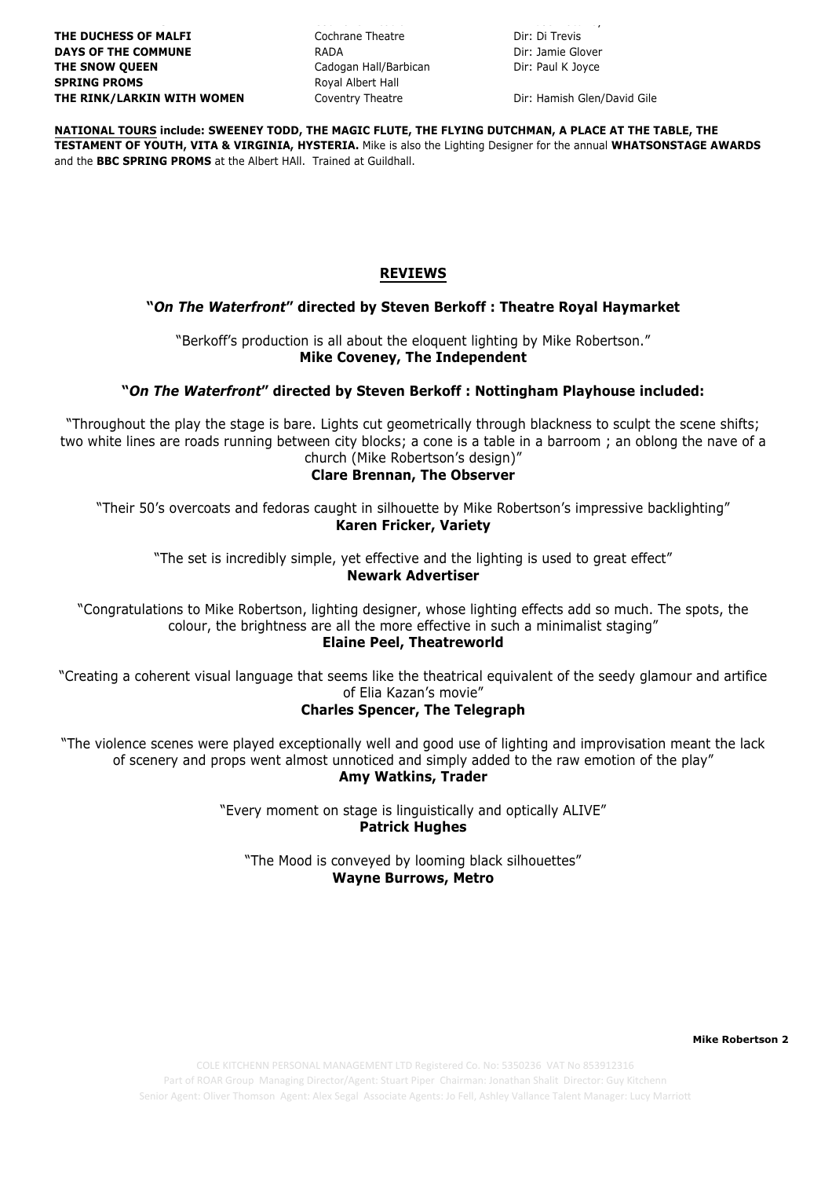| | | |
|---|---|---|
| **THE DUCHESS OF MALFI** | Cochrane Theatre | Dir: Di Trevis |
| **DAYS OF THE COMMUNE** | RADA | Dir: Jamie Glover |
| **THE SNOW QUEEN** | Cadogan Hall/Barbican | Dir: Paul K Joyce |
| **SPRING PROMS** | Royal Albert Hall | |
| **THE RINK/LARKIN WITH WOMEN** | Coventry Theatre | Dir: Hamish Glen/David Gile |

**NATIONAL TOURS include: SWEENEY TODD, THE MAGIC FLUTE, THE FLYING DUTCHMAN, A PLACE AT THE TABLE, THE TESTAMENT OF YOUTH, VITA & VIRGINIA, HYSTERIA.** Mike is also the Lighting Designer for the annual **WHATSONSTAGE AWARDS** and the **BBC SPRING PROMS** at the Albert HAll. Trained at Guildhall.

## REVIEWS

### "*On The Waterfront*" directed by Steven Berkoff : Theatre Royal Haymarket

"Berkoff's production is all about the eloquent lighting by Mike Robertson."
**Mike Coveney, The Independent**

### "*On The Waterfront*" directed by Steven Berkoff : Nottingham Playhouse included:

"Throughout the play the stage is bare. Lights cut geometrically through blackness to sculpt the scene shifts; two white lines are roads running between city blocks; a cone is a table in a barroom ; an oblong the nave of a church (Mike Robertson's design)"
**Clare Brennan, The Observer**

"Their 50's overcoats and fedoras caught in silhouette by Mike Robertson's impressive backlighting"
**Karen Fricker, Variety**

"The set is incredibly simple, yet effective and the lighting is used to great effect"
**Newark Advertiser**

"Congratulations to Mike Robertson, lighting designer, whose lighting effects add so much. The spots, the colour, the brightness are all the more effective in such a minimalist staging"
**Elaine Peel, Theatreworld**

"Creating a coherent visual language that seems like the theatrical equivalent of the seedy glamour and artifice of Elia Kazan's movie"
**Charles Spencer, The Telegraph**

"The violence scenes were played exceptionally well and good use of lighting and improvisation meant the lack of scenery and props went almost unnoticed and simply added to the raw emotion of the play"
**Amy Watkins, Trader**

"Every moment on stage is linguistically and optically ALIVE"
**Patrick Hughes**

"The Mood is conveyed by looming black silhouettes"
**Wayne Burrows, Metro**

COLE KITCHENN PERSONAL MANAGEMENT LTD Registered Co. No: 5350236 VAT No 853912316
Part of ROAR Group Managing Director/Agent: Stuart Piper Chairman: Jonathan Shalit Director: Guy Kitchenn
Senior Agent: Oliver Thomson Agent: Alex Segal Associate Agents: Jo Fell, Ashley Vallance Talent Manager: Lucy Marriott